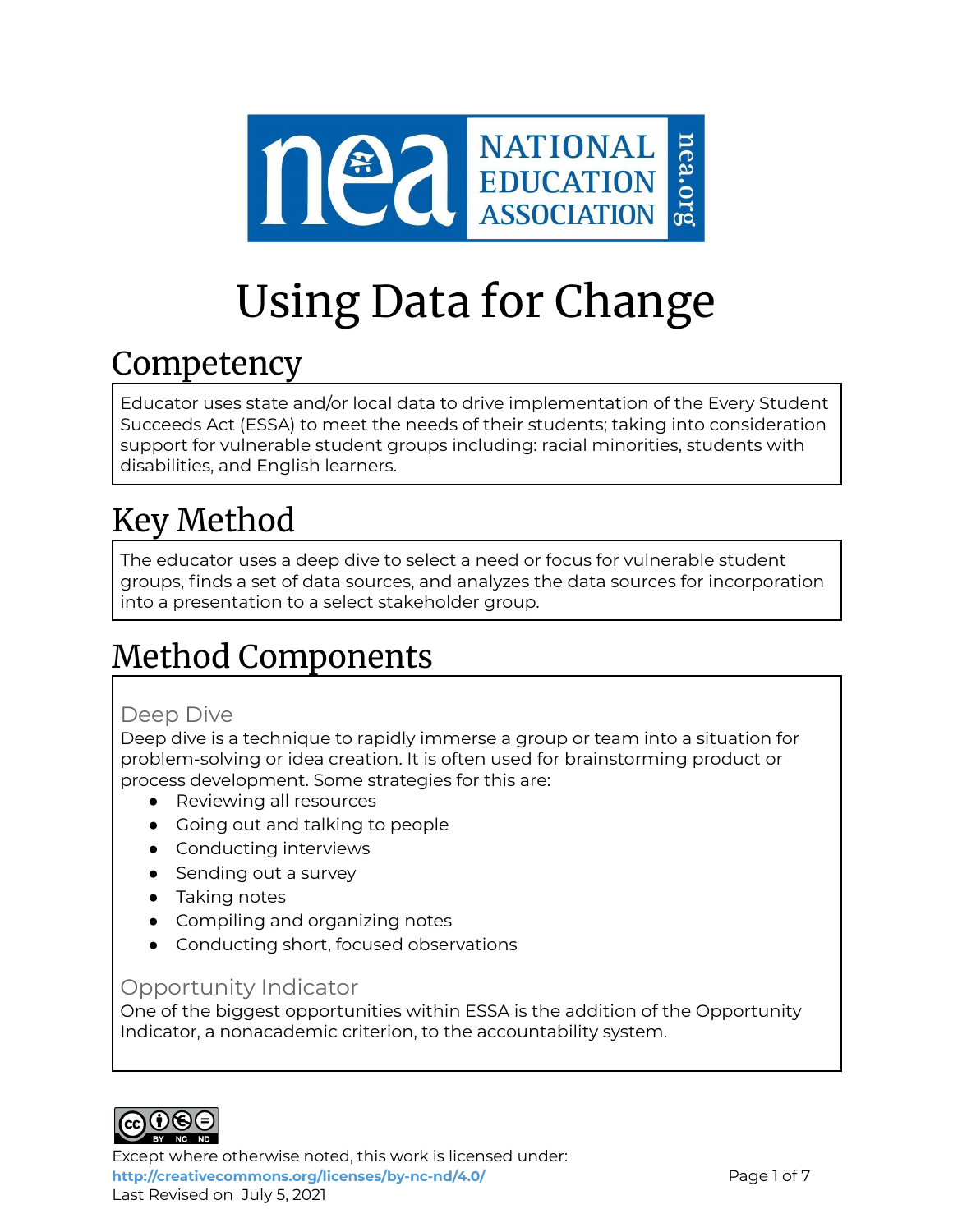# Using Data for Change

## Competency

Educator uses state and/or local data to drive implementation of the Every Student Succeeds Act (ESSA) to meet the needs of their students; taking into consideration support for vulnerable student groups including: racial minorities, students with disabilities, and English learners.

## Key Method

The educator uses a deep dive to select a need or focus for vulnerable student groups, finds a set of data sources, and analyzes the data sources for incorporation into a presentation to a select stakeholder group.

## Method Components

### Deep Dive

Deep dive is a technique to rapidly immerse a group or team into a situation for problem-solving or idea creation. It is often used for brainstorming product or process development. Some strategies for this are:

- Reviewing all resources
- Going out and talking to people
- Conducting interviews
- Sending out a survey
- Taking notes
- Compiling and organizing notes
- Conducting short, focused observations

### Opportunity Indicator

One of the biggest opportunities within ESSA is the addition of the Opportunity Indicator, a nonacademic criterion, to the accountability system.

Except where otherwise noted, this work is licensed under:
http://creativecommons.org/licenses/by-nc-nd/4.0/
Last Revised on July 5, 2021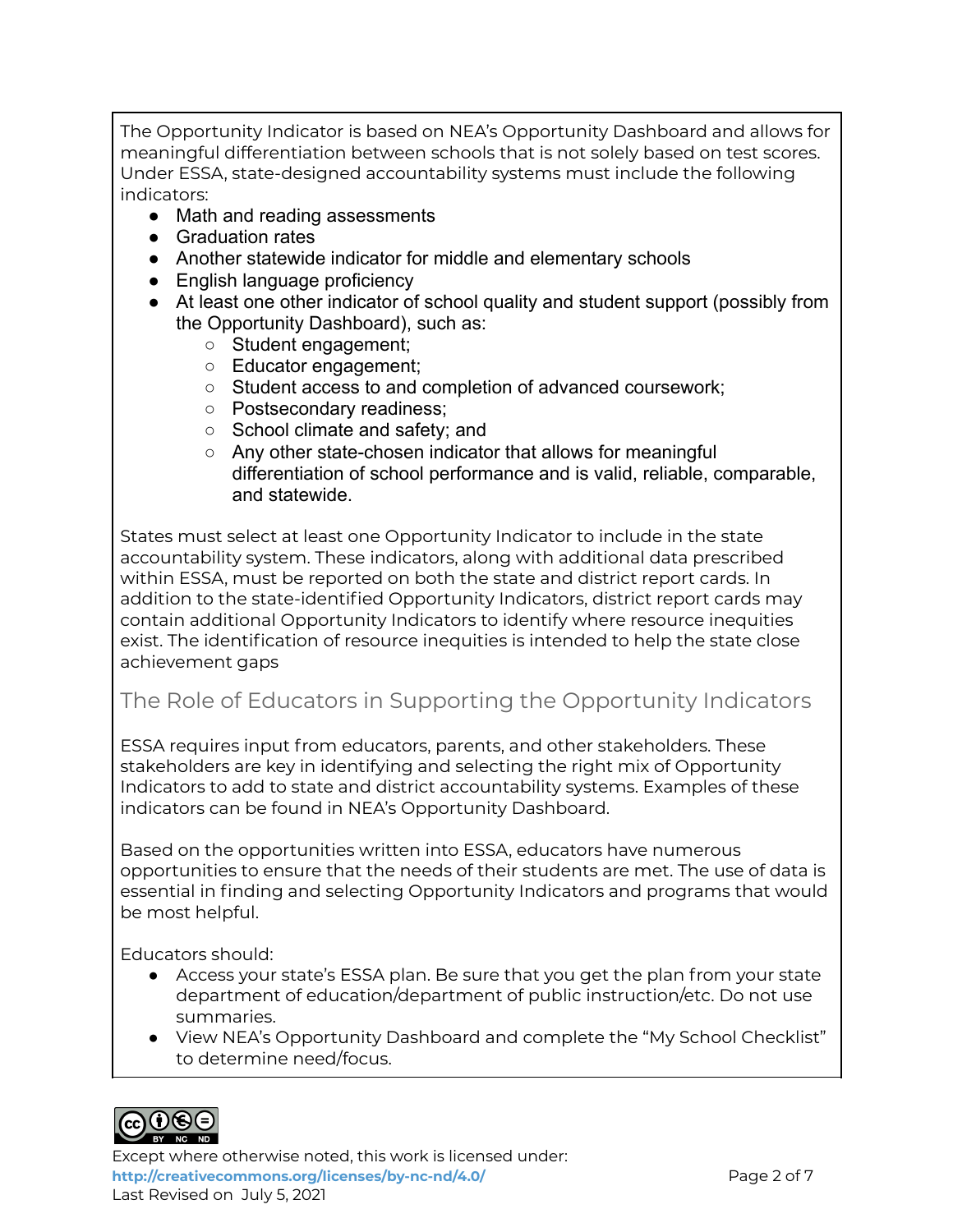The Opportunity Indicator is based on NEA's Opportunity Dashboard and allows for meaningful differentiation between schools that is not solely based on test scores. Under ESSA, state-designed accountability systems must include the following indicators:

- Math and reading assessments
- Graduation rates
- Another statewide indicator for middle and elementary schools
- English language proficiency
- At least one other indicator of school quality and student support (possibly from the Opportunity Dashboard), such as:
  - Student engagement;
  - Educator engagement;
  - Student access to and completion of advanced coursework;
  - Postsecondary readiness;
  - School climate and safety; and
  - Any other state-chosen indicator that allows for meaningful differentiation of school performance and is valid, reliable, comparable, and statewide.

States must select at least one Opportunity Indicator to include in the state accountability system. These indicators, along with additional data prescribed within ESSA, must be reported on both the state and district report cards. In addition to the state-identified Opportunity Indicators, district report cards may contain additional Opportunity Indicators to identify where resource inequities exist. The identification of resource inequities is intended to help the state close achievement gaps

## The Role of Educators in Supporting the Opportunity Indicators

ESSA requires input from educators, parents, and other stakeholders. These stakeholders are key in identifying and selecting the right mix of Opportunity Indicators to add to state and district accountability systems. Examples of these indicators can be found in NEA's Opportunity Dashboard.

Based on the opportunities written into ESSA, educators have numerous opportunities to ensure that the needs of their students are met. The use of data is essential in finding and selecting Opportunity Indicators and programs that would be most helpful.

Educators should:

- Access your state's ESSA plan. Be sure that you get the plan from your state department of education/department of public instruction/etc. Do not use summaries.
- View NEA's Opportunity Dashboard and complete the "My School Checklist" to determine need/focus.

Except where otherwise noted, this work is licensed under:
http://creativecommons.org/licenses/by-nc-nd/4.0/
Last Revised on July 5, 2021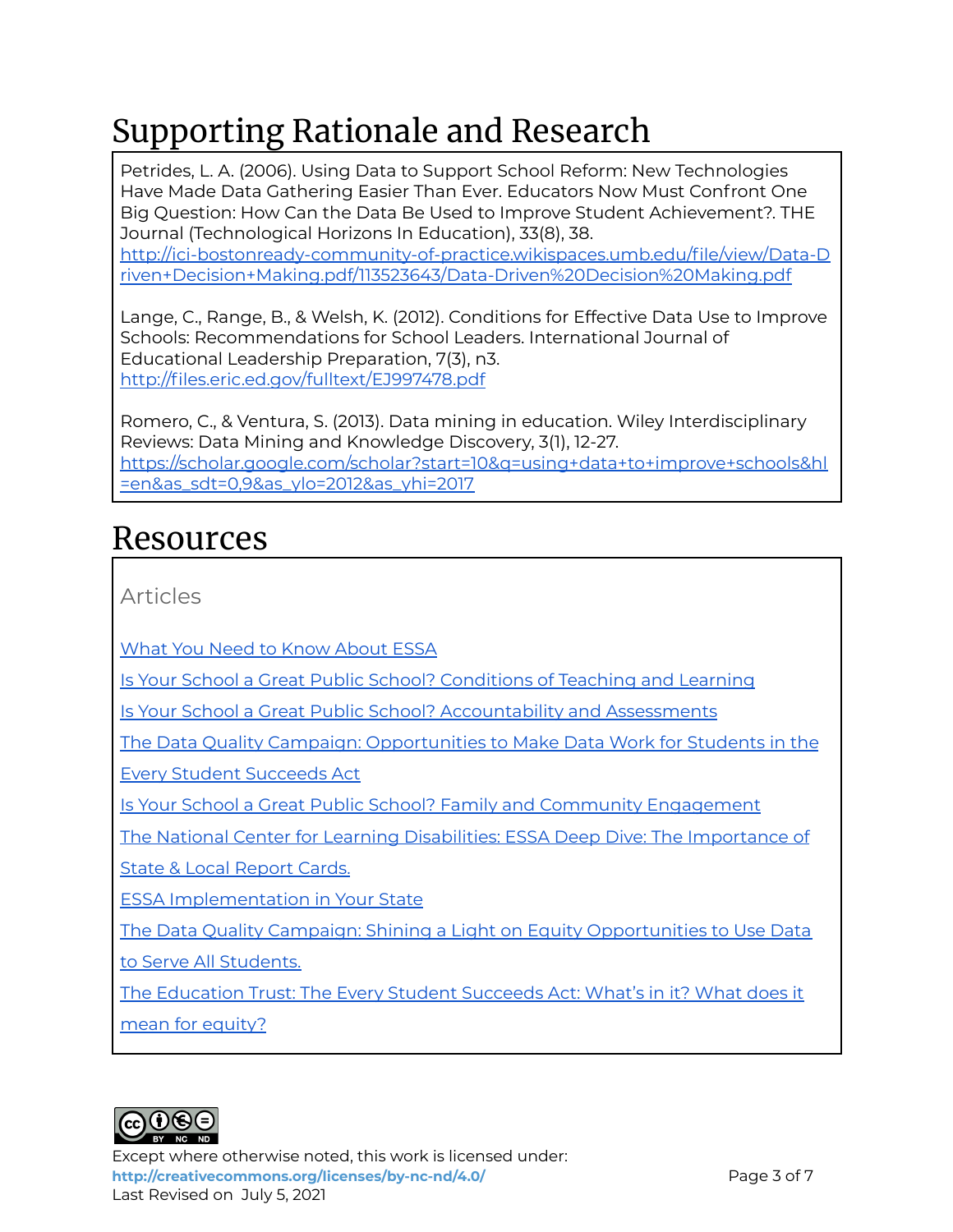# Supporting Rationale and Research

Petrides, L. A. (2006). Using Data to Support School Reform: New Technologies Have Made Data Gathering Easier Than Ever. Educators Now Must Confront One Big Question: How Can the Data Be Used to Improve Student Achievement?. THE Journal (Technological Horizons In Education), 33(8), 38. http://ici-bostonready-community-of-practice.wikispaces.umb.edu/file/view/Data-Driven+Decision+Making.pdf/113523643/Data-Driven%20Decision%20Making.pdf

Lange, C., Range, B., & Welsh, K. (2012). Conditions for Effective Data Use to Improve Schools: Recommendations for School Leaders. International Journal of Educational Leadership Preparation, 7(3), n3. http://files.eric.ed.gov/fulltext/EJ997478.pdf

Romero, C., & Ventura, S. (2013). Data mining in education. Wiley Interdisciplinary Reviews: Data Mining and Knowledge Discovery, 3(1), 12-27. https://scholar.google.com/scholar?start=10&q=using+data+to+improve+schools&hl=en&as_sdt=0,9&as_ylo=2012&as_yhi=2017

# Resources

Articles

What You Need to Know About ESSA

Is Your School a Great Public School? Conditions of Teaching and Learning

Is Your School a Great Public School? Accountability and Assessments

The Data Quality Campaign: Opportunities to Make Data Work for Students in the Every Student Succeeds Act

Is Your School a Great Public School? Family and Community Engagement

The National Center for Learning Disabilities: ESSA Deep Dive: The Importance of State & Local Report Cards.

ESSA Implementation in Your State

The Data Quality Campaign: Shining a Light on Equity Opportunities to Use Data to Serve All Students.

The Education Trust: The Every Student Succeeds Act: What's in it? What does it mean for equity?

Except where otherwise noted, this work is licensed under: **http://creativecommons.org/licenses/by-nc-nd/4.0/**
Last Revised on July 5, 2021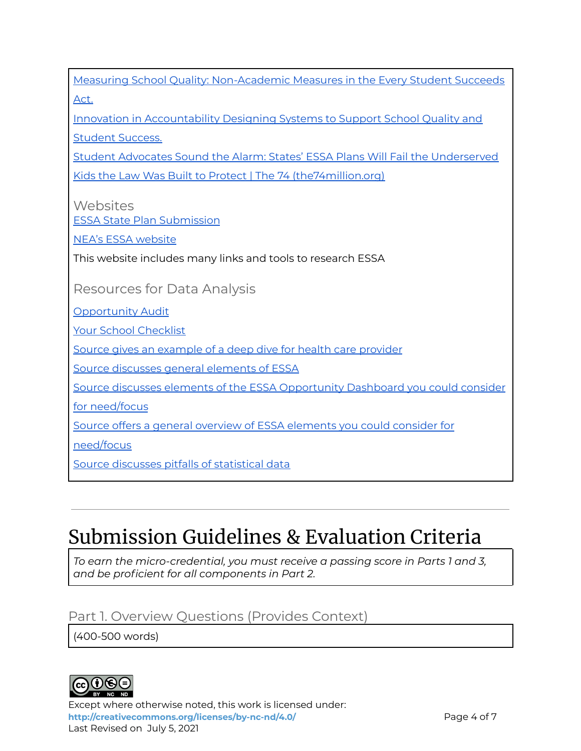Measuring School Quality: Non-Academic Measures in the Every Student Succeeds Act.

Innovation in Accountability Designing Systems to Support School Quality and Student Success.

Student Advocates Sound the Alarm: States' ESSA Plans Will Fail the Underserved Kids the Law Was Built to Protect | The 74 (the74million.org)

### Websites

ESSA State Plan Submission

NEA's ESSA website

This website includes many links and tools to research ESSA

### Resources for Data Analysis

Opportunity Audit

Your School Checklist

Source gives an example of a deep dive for health care provider

Source discusses general elements of ESSA

Source discusses elements of the ESSA Opportunity Dashboard you could consider for need/focus

Source offers a general overview of ESSA elements you could consider for need/focus

Source discusses pitfalls of statistical data

---

# Submission Guidelines & Evaluation Criteria

*To earn the micro-credential, you must receive a passing score in Parts 1 and 3, and be proficient for all components in Part 2.*

## Part 1. Overview Questions (Provides Context)

(400-500 words)

Except where otherwise noted, this work is licensed under:
http://creativecommons.org/licenses/by-nc-nd/4.0/
Last Revised on July 5, 2021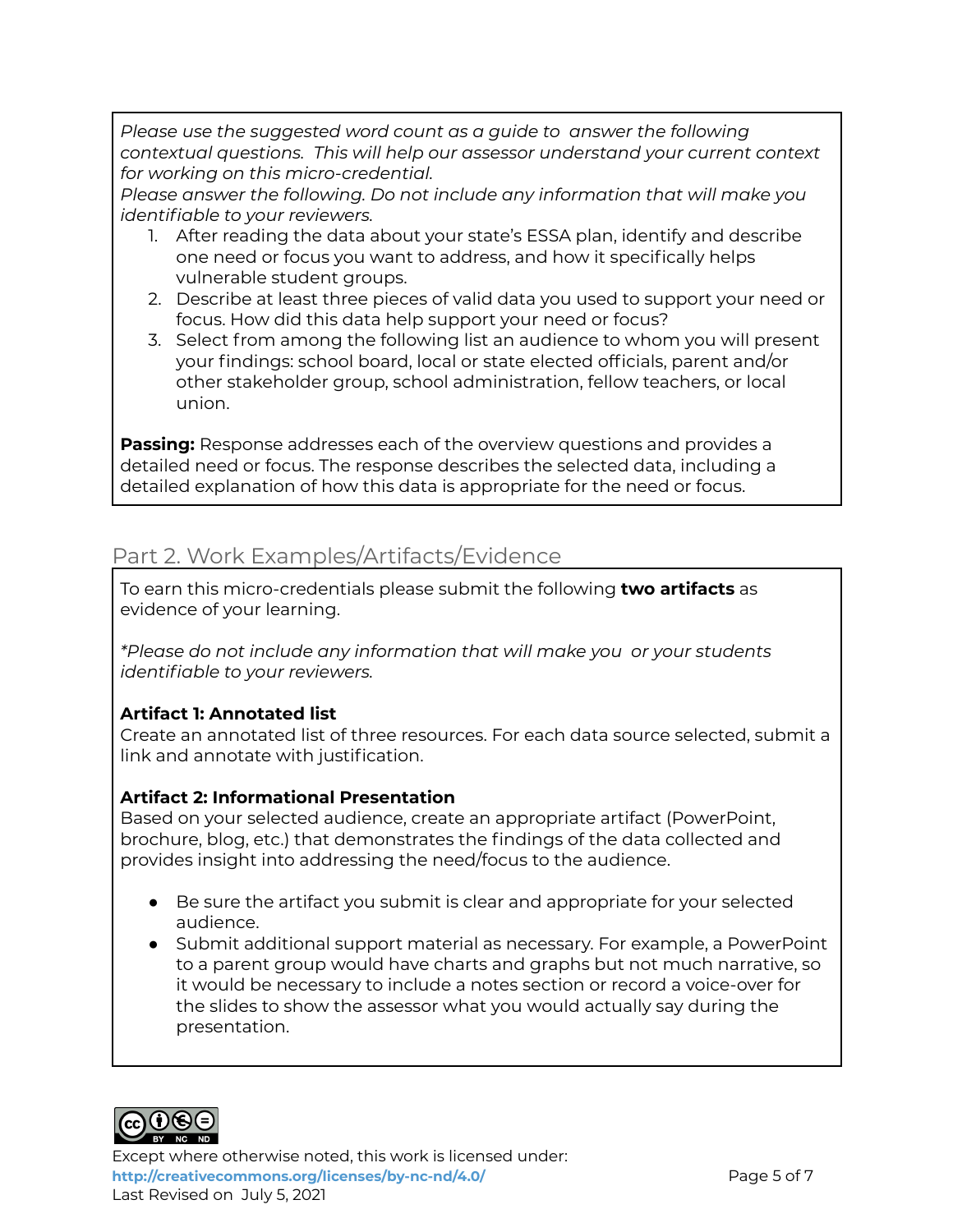*Please use the suggested word count as a guide to answer the following contextual questions. This will help our assessor understand your current context for working on this micro-credential.*

*Please answer the following. Do not include any information that will make you identifiable to your reviewers.*

1. After reading the data about your state's ESSA plan, identify and describe one need or focus you want to address, and how it specifically helps vulnerable student groups.
2. Describe at least three pieces of valid data you used to support your need or focus. How did this data help support your need or focus?
3. Select from among the following list an audience to whom you will present your findings: school board, local or state elected officials, parent and/or other stakeholder group, school administration, fellow teachers, or local union.

**Passing:** Response addresses each of the overview questions and provides a detailed need or focus. The response describes the selected data, including a detailed explanation of how this data is appropriate for the need or focus.

## Part 2. Work Examples/Artifacts/Evidence

To earn this micro-credentials please submit the following **two artifacts** as evidence of your learning.

**Please do not include any information that will make you or your students identifiable to your reviewers.*

**Artifact 1: Annotated list**

Create an annotated list of three resources. For each data source selected, submit a link and annotate with justification.

**Artifact 2: Informational Presentation**

Based on your selected audience, create an appropriate artifact (PowerPoint, brochure, blog, etc.) that demonstrates the findings of the data collected and provides insight into addressing the need/focus to the audience.

- Be sure the artifact you submit is clear and appropriate for your selected audience.
- Submit additional support material as necessary. For example, a PowerPoint to a parent group would have charts and graphs but not much narrative, so it would be necessary to include a notes section or record a voice-over for the slides to show the assessor what you would actually say during the presentation.

Except where otherwise noted, this work is licensed under:
**http://creativecommons.org/licenses/by-nc-nd/4.0/**
Last Revised on July 5, 2021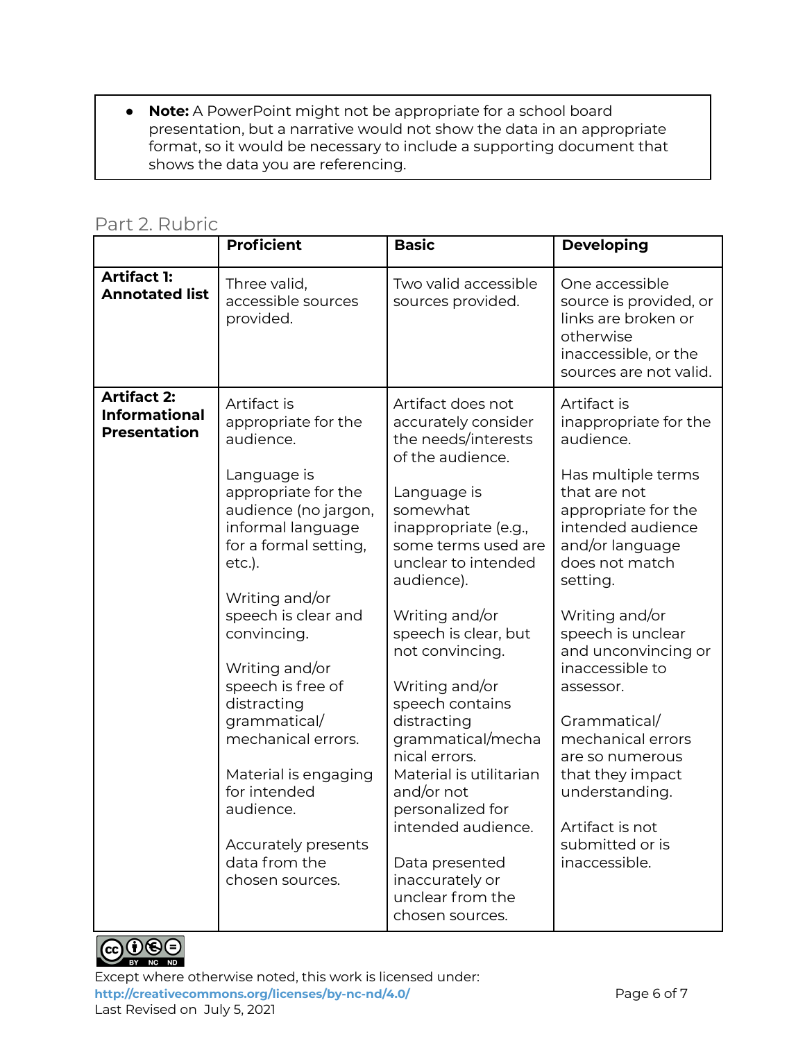- **Note:** A PowerPoint might not be appropriate for a school board presentation, but a narrative would not show the data in an appropriate format, so it would be necessary to include a supporting document that shows the data you are referencing.

## Part 2. Rubric

| | Proficient | Basic | Developing |
|---|---|---|---|
| **Artifact 1: Annotated list** | Three valid, accessible sources provided. | Two valid accessible sources provided. | One accessible source is provided, or links are broken or otherwise inaccessible, or the sources are not valid. |
| **Artifact 2: Informational Presentation** | Artifact is appropriate for the audience.<br><br>Language is appropriate for the audience (no jargon, informal language for a formal setting, etc.).<br><br>Writing and/or speech is clear and convincing.<br><br>Writing and/or speech is free of distracting grammatical/ mechanical errors.<br><br>Material is engaging for intended audience.<br><br>Accurately presents data from the chosen sources. | Artifact does not accurately consider the needs/interests of the audience.<br><br>Language is somewhat inappropriate (e.g., some terms used are unclear to intended audience).<br><br>Writing and/or speech is clear, but not convincing.<br><br>Writing and/or speech contains distracting grammatical/mechanical errors.<br>Material is utilitarian and/or not personalized for intended audience.<br><br>Data presented inaccurately or unclear from the chosen sources. | Artifact is inappropriate for the audience.<br><br>Has multiple terms that are not appropriate for the intended audience and/or language does not match setting.<br><br>Writing and/or speech is unclear and unconvincing or inaccessible to assessor.<br><br>Grammatical/ mechanical errors are so numerous that they impact understanding.<br><br>Artifact is not submitted or is inaccessible. |

Except where otherwise noted, this work is licensed under:
http://creativecommons.org/licenses/by-nc-nd/4.0/
Last Revised on July 5, 2021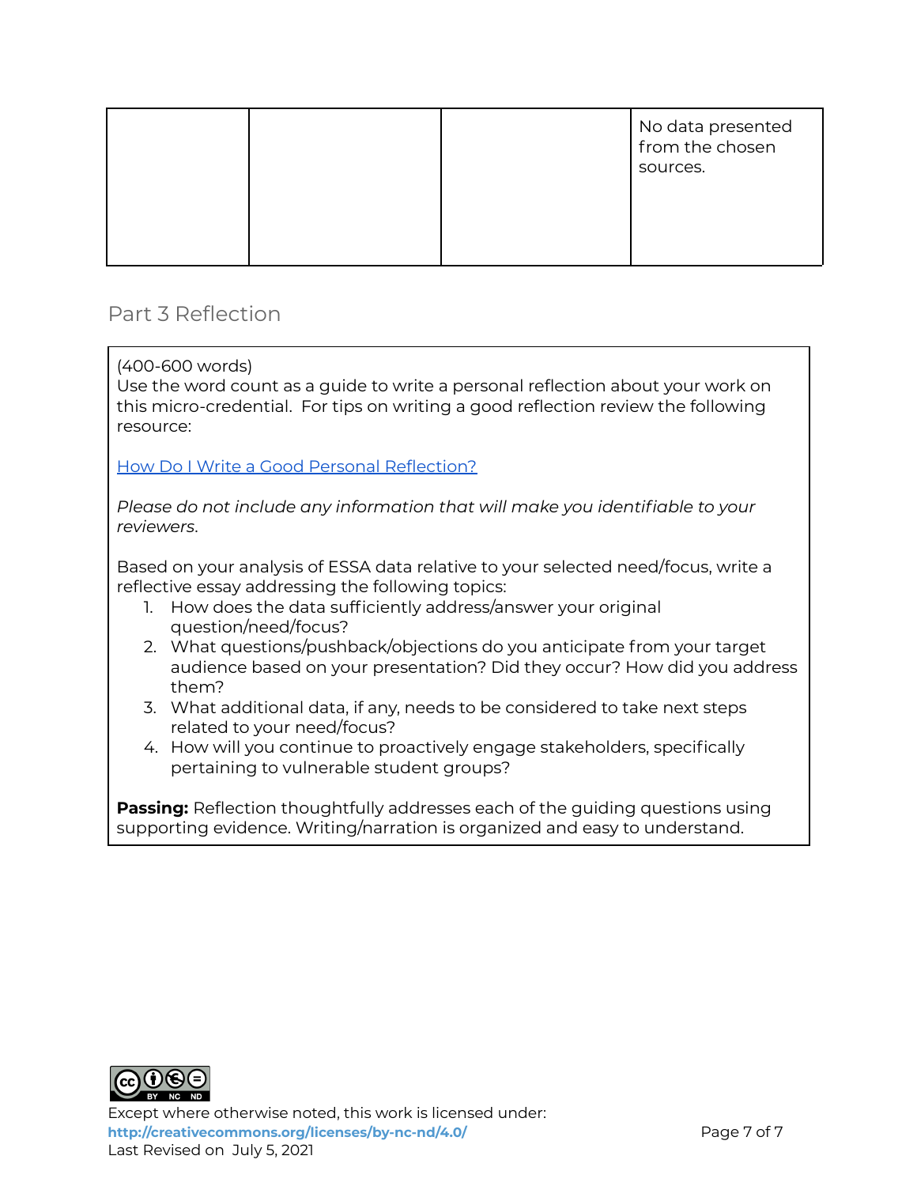| | | | |
|---|---|---|---|
| | | | No data presented from the chosen sources. |

## Part 3 Reflection

| |
|---|
| (400-600 words)<br>Use the word count as a guide to write a personal reflection about your work on this micro-credential. For tips on writing a good reflection review the following resource:<br><br>How Do I Write a Good Personal Reflection?<br><br>*Please do not include any information that will make you identifiable to your reviewers*.<br><br>Based on your analysis of ESSA data relative to your selected need/focus, write a reflective essay addressing the following topics:<br>1. How does the data sufficiently address/answer your original question/need/focus?<br>2. What questions/pushback/objections do you anticipate from your target audience based on your presentation? Did they occur? How did you address them?<br>3. What additional data, if any, needs to be considered to take next steps related to your need/focus?<br>4. How will you continue to proactively engage stakeholders, specifically pertaining to vulnerable student groups?<br><br>**Passing:** Reflection thoughtfully addresses each of the guiding questions using supporting evidence. Writing/narration is organized and easy to understand. |

Except where otherwise noted, this work is licensed under:
**http://creativecommons.org/licenses/by-nc-nd/4.0/**
Last Revised on July 5, 2021